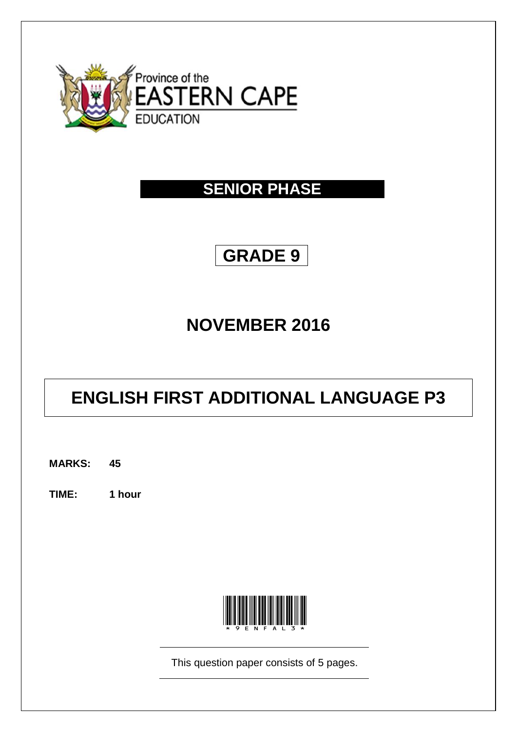Province of the
EASTERN CAPE
EDUCATION

# SENIOR PHASE

# GRADE 9

# NOVEMBER 2016

# ENGLISH FIRST ADDITIONAL LANGUAGE P3

**MARKS:** **45**

**TIME:** **1 hour**

This question paper consists of 5 pages.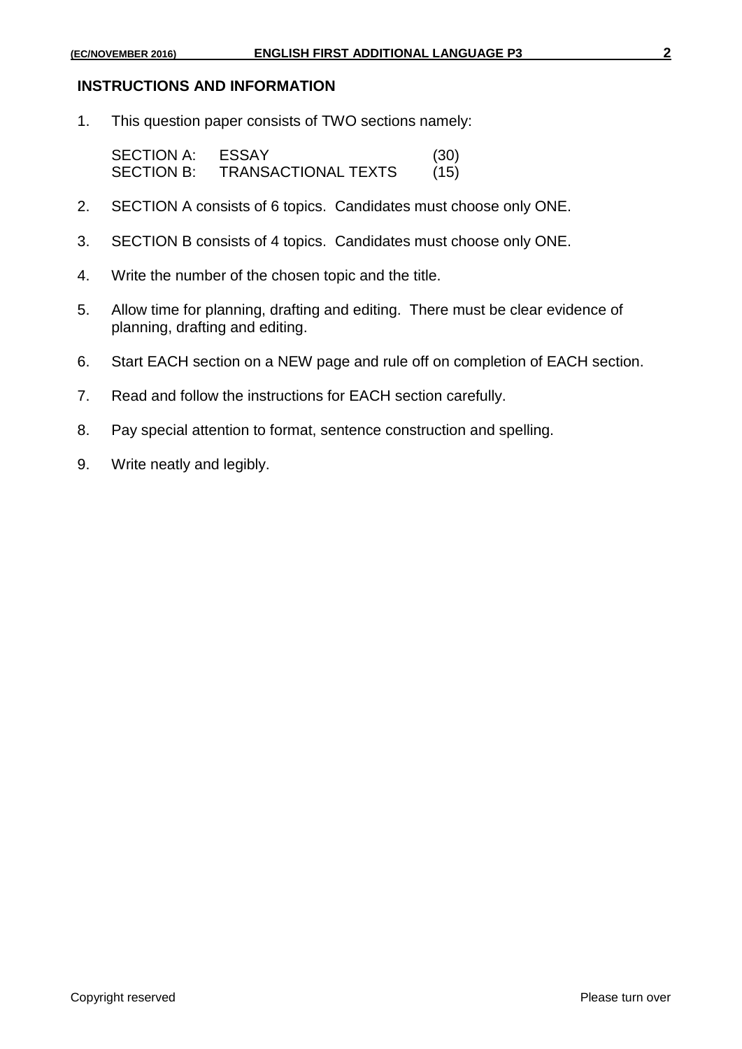## INSTRUCTIONS AND INFORMATION

1. This question paper consists of TWO sections namely:

   | | | |
   |---|---|---|
   | SECTION A: | ESSAY | (30) |
   | SECTION B: | TRANSACTIONAL TEXTS | (15) |

2. SECTION A consists of 6 topics. Candidates must choose only ONE.
3. SECTION B consists of 4 topics. Candidates must choose only ONE.
4. Write the number of the chosen topic and the title.
5. Allow time for planning, drafting and editing. There must be clear evidence of planning, drafting and editing.
6. Start EACH section on a NEW page and rule off on completion of EACH section.
7. Read and follow the instructions for EACH section carefully.
8. Pay special attention to format, sentence construction and spelling.
9. Write neatly and legibly.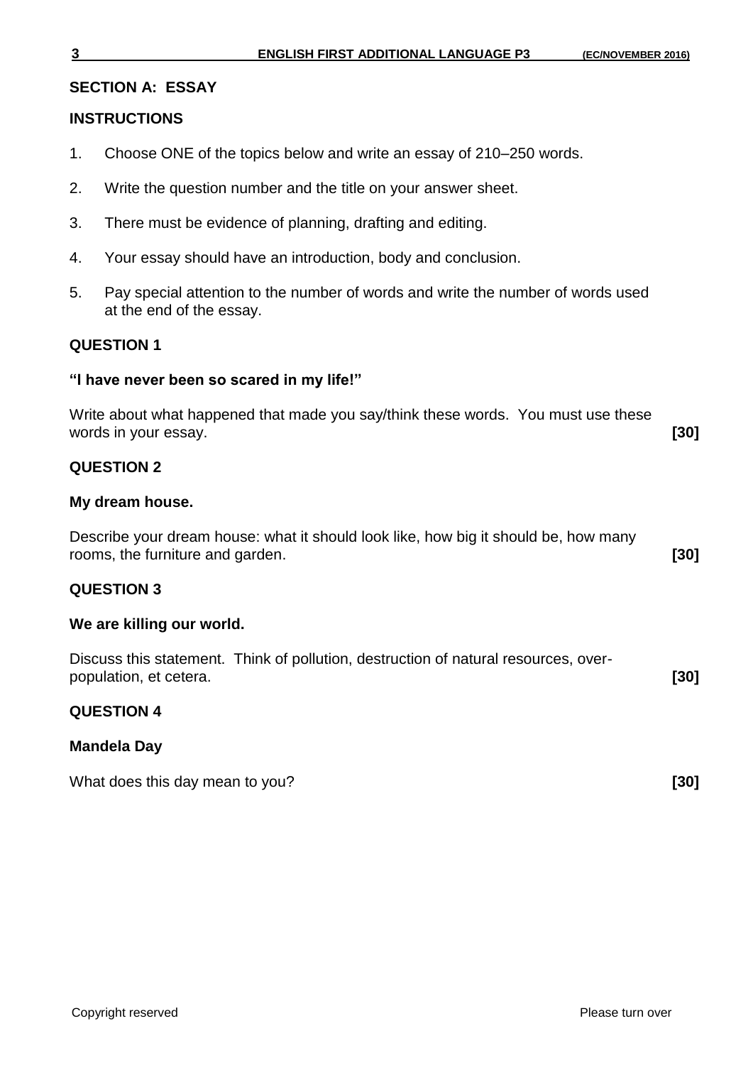## SECTION A: ESSAY

### INSTRUCTIONS

1. Choose ONE of the topics below and write an essay of 210–250 words.
2. Write the question number and the title on your answer sheet.
3. There must be evidence of planning, drafting and editing.
4. Your essay should have an introduction, body and conclusion.
5. Pay special attention to the number of words and write the number of words used at the end of the essay.

### QUESTION 1

**"I have never been so scared in my life!"**

Write about what happened that made you say/think these words. You must use these words in your essay. **[30]**

### QUESTION 2

**My dream house.**

Describe your dream house: what it should look like, how big it should be, how many rooms, the furniture and garden. **[30]**

### QUESTION 3

**We are killing our world.**

Discuss this statement. Think of pollution, destruction of natural resources, over-population, et cetera. **[30]**

### QUESTION 4

**Mandela Day**

What does this day mean to you? **[30]**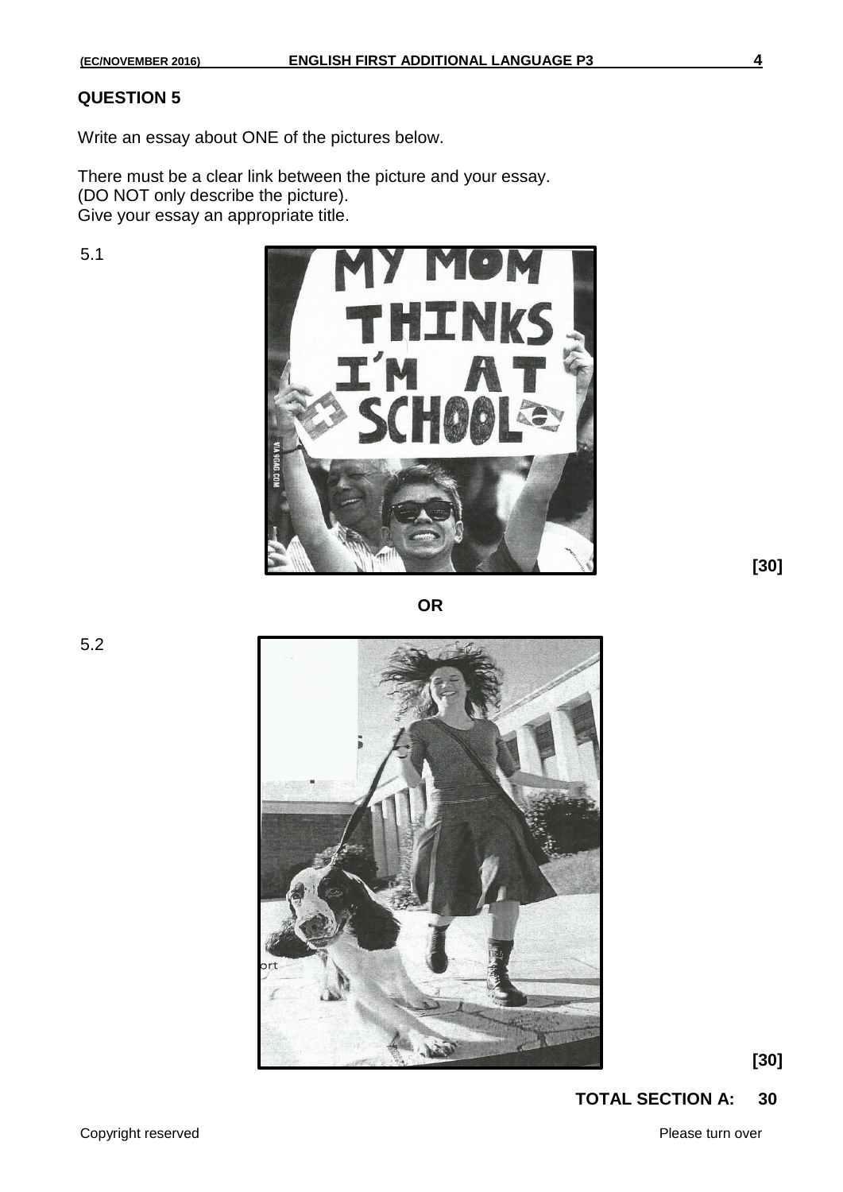## QUESTION 5

Write an essay about ONE of the pictures below.

There must be a clear link between the picture and your essay.
(DO NOT only describe the picture).
Give your essay an appropriate title.

5.1

**[30]**

**OR**

5.2

**[30]**

**TOTAL SECTION A: 30**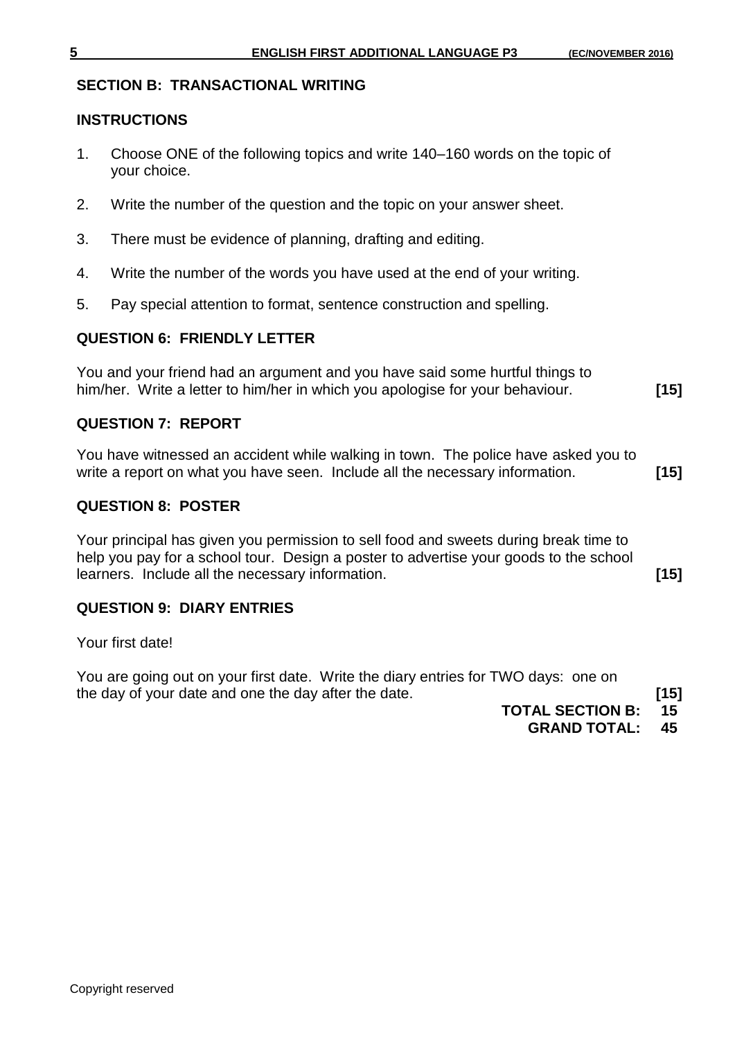## SECTION B: TRANSACTIONAL WRITING

### INSTRUCTIONS

1. Choose ONE of the following topics and write 140–160 words on the topic of your choice.
2. Write the number of the question and the topic on your answer sheet.
3. There must be evidence of planning, drafting and editing.
4. Write the number of the words you have used at the end of your writing.
5. Pay special attention to format, sentence construction and spelling.

### QUESTION 6: FRIENDLY LETTER

You and your friend had an argument and you have said some hurtful things to him/her. Write a letter to him/her in which you apologise for your behaviour. **[15]**

### QUESTION 7: REPORT

You have witnessed an accident while walking in town. The police have asked you to write a report on what you have seen. Include all the necessary information. **[15]**

### QUESTION 8: POSTER

Your principal has given you permission to sell food and sweets during break time to help you pay for a school tour. Design a poster to advertise your goods to the school learners. Include all the necessary information. **[15]**

### QUESTION 9: DIARY ENTRIES

Your first date!

You are going out on your first date. Write the diary entries for TWO days: one on the day of your date and one the day after the date. **[15]**

**TOTAL SECTION B: 15**

**GRAND TOTAL: 45**